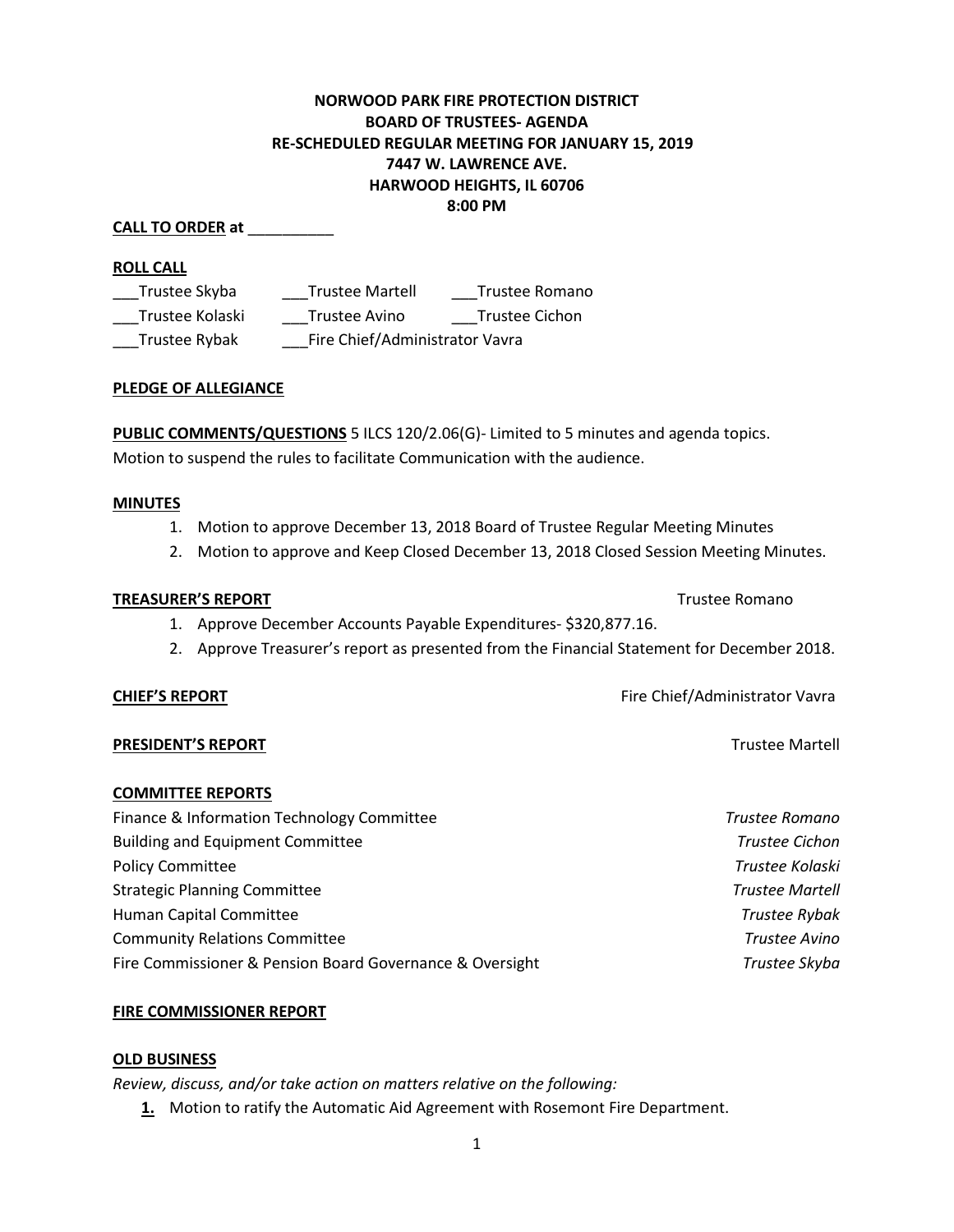**NORWOOD PARK FIRE PROTECTION DISTRICT**
**BOARD OF TRUSTEES- AGENDA**
**RE-SCHEDULED REGULAR MEETING FOR JANUARY 15, 2019**
**7447 W. LAWRENCE AVE.**
**HARWOOD HEIGHTS, IL 60706**
**8:00 PM**

**CALL TO ORDER at** __________

**ROLL CALL**

___Trustee Skyba ___Trustee Martell ___Trustee Romano
___Trustee Kolaski ___Trustee Avino ___Trustee Cichon
___Trustee Rybak ___Fire Chief/Administrator Vavra

**PLEDGE OF ALLEGIANCE**

**PUBLIC COMMENTS/QUESTIONS** 5 ILCS 120/2.06(G)- Limited to 5 minutes and agenda topics.
Motion to suspend the rules to facilitate Communication with the audience.

**MINUTES**

1. Motion to approve December 13, 2018 Board of Trustee Regular Meeting Minutes
2. Motion to approve and Keep Closed December 13, 2018 Closed Session Meeting Minutes.

**TREASURER'S REPORT** Trustee Romano

1. Approve December Accounts Payable Expenditures- $320,877.16.
2. Approve Treasurer's report as presented from the Financial Statement for December 2018.

**CHIEF'S REPORT** Fire Chief/Administrator Vavra

**PRESIDENT'S REPORT** Trustee Martell

**COMMITTEE REPORTS**

Finance & Information Technology Committee *Trustee Romano*
Building and Equipment Committee *Trustee Cichon*
Policy Committee *Trustee Kolaski*
Strategic Planning Committee *Trustee Martell*
Human Capital Committee *Trustee Rybak*
Community Relations Committee *Trustee Avino*
Fire Commissioner & Pension Board Governance & Oversight *Trustee Skyba*

**FIRE COMMISSIONER REPORT**

**OLD BUSINESS**

*Review, discuss, and/or take action on matters relative on the following:*

**1.** Motion to ratify the Automatic Aid Agreement with Rosemont Fire Department.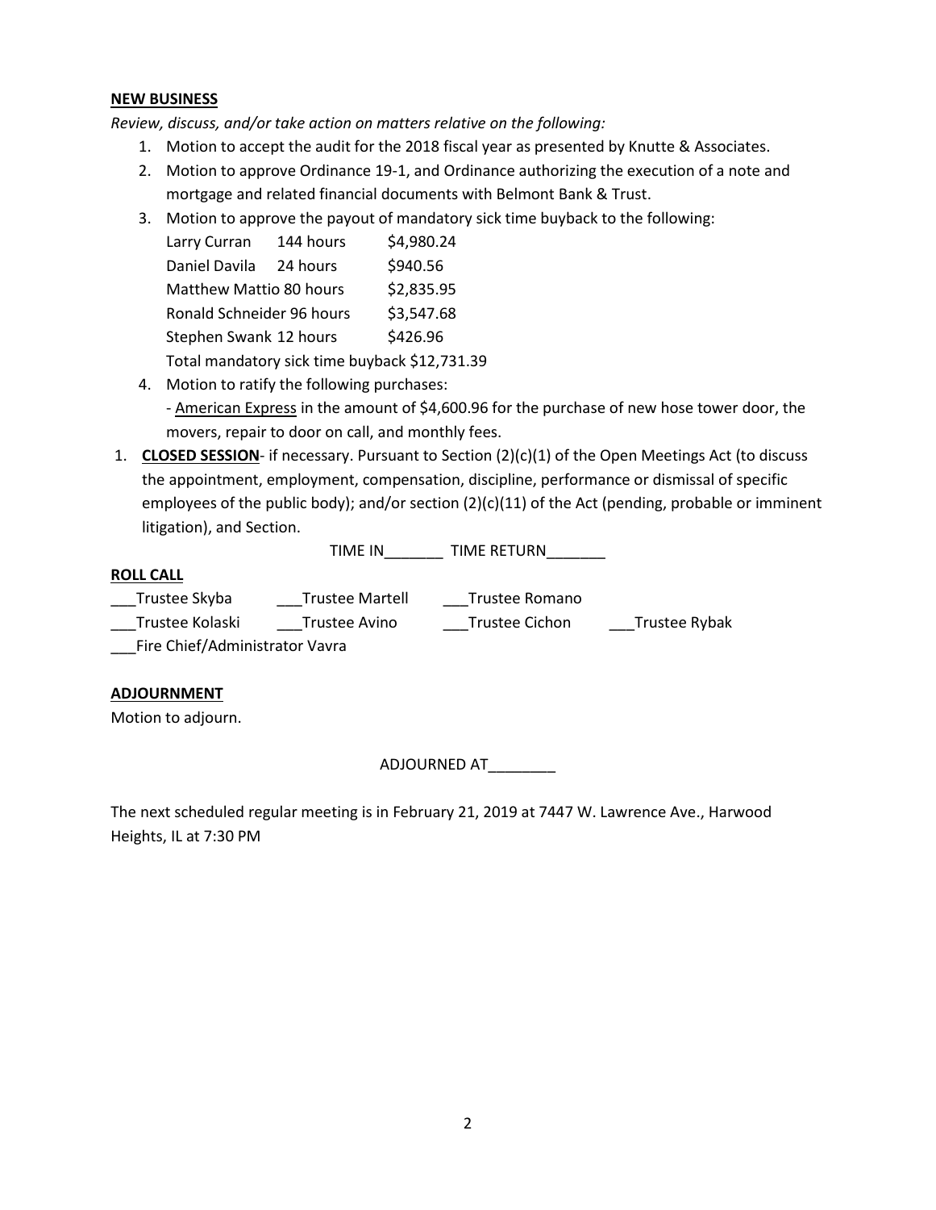**NEW BUSINESS**

*Review, discuss, and/or take action on matters relative on the following:*

1. Motion to accept the audit for the 2018 fiscal year as presented by Knutte & Associates.
2. Motion to approve Ordinance 19-1, and Ordinance authorizing the execution of a note and mortgage and related financial documents with Belmont Bank & Trust.
3. Motion to approve the payout of mandatory sick time buyback to the following:

   | | | |
   |---|---|---|
   | Larry Curran | 144 hours | $4,980.24 |
   | Daniel Davila | 24 hours | $940.56 |
   | Matthew Mattio | 80 hours | $2,835.95 |
   | Ronald Schneider | 96 hours | $3,547.68 |
   | Stephen Swank | 12 hours | $426.96 |

   Total mandatory sick time buyback $12,731.39
4. Motion to ratify the following purchases:
   - American Express in the amount of $4,600.96 for the purchase of new hose tower door, the movers, repair to door on call, and monthly fees.

1. **CLOSED SESSION**- if necessary. Pursuant to Section (2)(c)(1) of the Open Meetings Act (to discuss the appointment, employment, compensation, discipline, performance or dismissal of specific employees of the public body); and/or section (2)(c)(11) of the Act (pending, probable or imminent litigation), and Section.

TIME IN_______ TIME RETURN_______

**ROLL CALL**

___Trustee Skyba ___Trustee Martell ___Trustee Romano

___Trustee Kolaski ___Trustee Avino ___Trustee Cichon ___Trustee Rybak

___Fire Chief/Administrator Vavra

**ADJOURNMENT**

Motion to adjourn.

ADJOURNED AT________

The next scheduled regular meeting is in February 21, 2019 at 7447 W. Lawrence Ave., Harwood Heights, IL at 7:30 PM